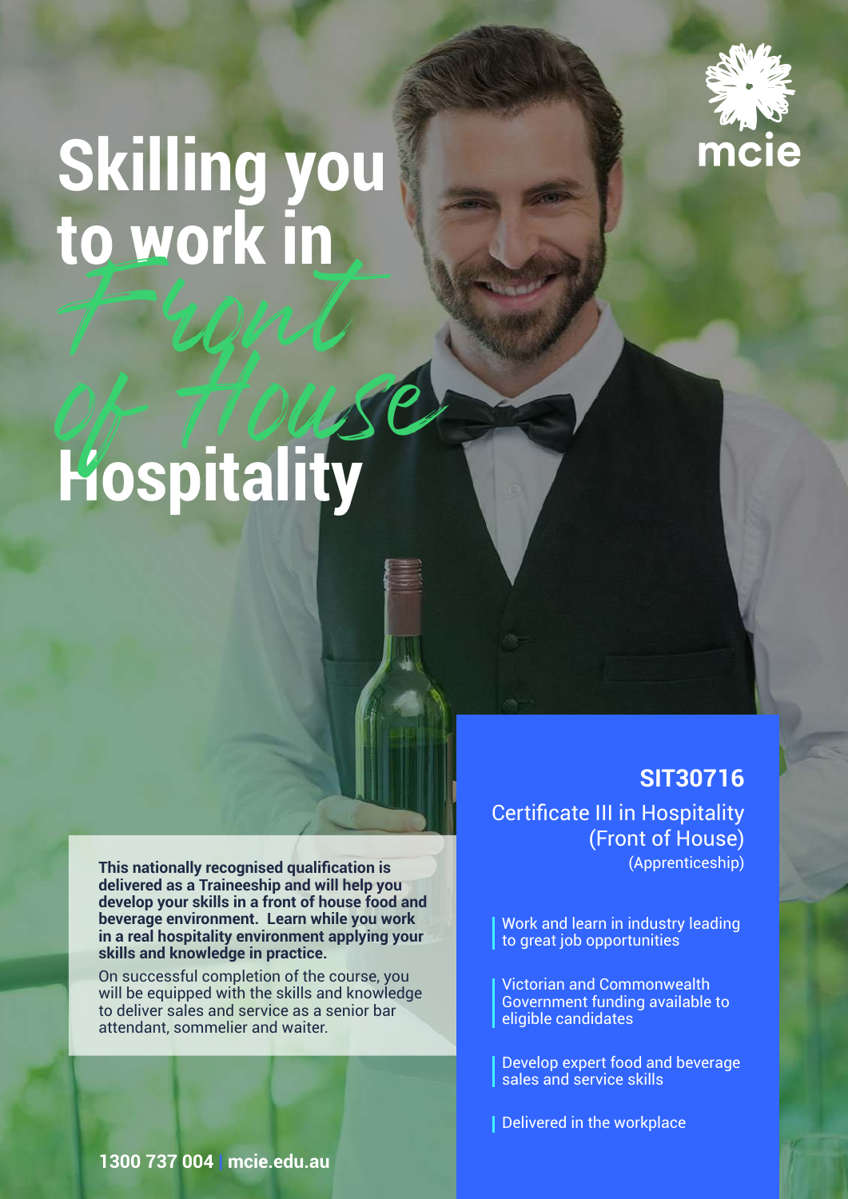mcie

# Skilling you to work in *Front of House* Hospitality

**This nationally recognised qualification is delivered as a Traineeship and will help you develop your skills in a front of house food and beverage environment. Learn while you work in a real hospitality environment applying your skills and knowledge in practice.**

On successful completion of the course, you will be equipped with the skills and knowledge to deliver sales and service as a senior bar attendant, sommelier and waiter.

## SIT30716

Certificate III in Hospitality (Front of House)
(Apprenticeship)

- Work and learn in industry leading to great job opportunities
- Victorian and Commonwealth Government funding available to eligible candidates
- Develop expert food and beverage sales and service skills
- Delivered in the workplace

**1300 737 004** | **mcie.edu.au**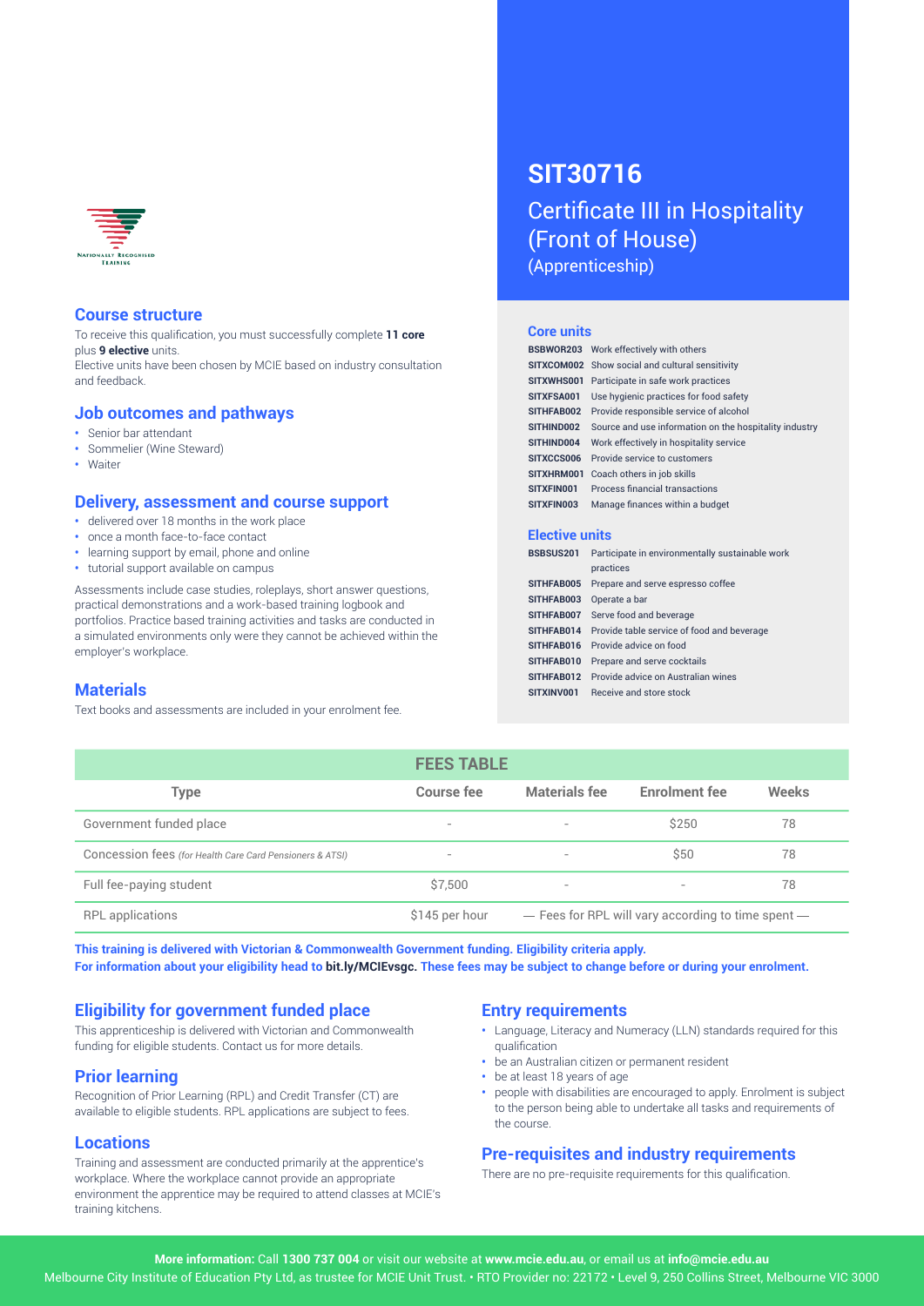# SIT30716

## Certificate III in Hospitality (Front of House)

(Apprenticeship)

NATIONALLY RECOGNISED TRAINING

## Course structure

To receive this qualification, you must successfully complete **11 core** plus **9 elective** units.
Elective units have been chosen by MCIE based on industry consultation and feedback.

## Job outcomes and pathways

- Senior bar attendant
- Sommelier (Wine Steward)
- Waiter

## Delivery, assessment and course support

- delivered over 18 months in the work place
- once a month face-to-face contact
- learning support by email, phone and online
- tutorial support available on campus

Assessments include case studies, roleplays, short answer questions, practical demonstrations and a work-based training logbook and portfolios. Practice based training activities and tasks are conducted in a simulated environments only were they cannot be achieved within the employer's workplace.

## Materials

Text books and assessments are included in your enrolment fee.

## Core units

| | |
|---|---|
| **BSBWOR203** | Work effectively with others |
| **SITXCOM002** | Show social and cultural sensitivity |
| **SITXWHS001** | Participate in safe work practices |
| **SITXFSA001** | Use hygienic practices for food safety |
| **SITHFAB002** | Provide responsible service of alcohol |
| **SITHIND002** | Source and use information on the hospitality industry |
| **SITHIND004** | Work effectively in hospitality service |
| **SITXCCS006** | Provide service to customers |
| **SITXHRM001** | Coach others in job skills |
| **SITXFIN001** | Process financial transactions |
| **SITXFIN003** | Manage finances within a budget |

## Elective units

| | |
|---|---|
| **BSBSUS201** | Participate in environmentally sustainable work practices |
| **SITHFAB005** | Prepare and serve espresso coffee |
| **SITHFAB003** | Operate a bar |
| **SITHFAB007** | Serve food and beverage |
| **SITHFAB014** | Provide table service of food and beverage |
| **SITHFAB016** | Provide advice on food |
| **SITHFAB010** | Prepare and serve cocktails |
| **SITHFAB012** | Provide advice on Australian wines |
| **SITXINV001** | Receive and store stock |

## FEES TABLE

| Type | Course fee | Materials fee | Enrolment fee | Weeks |
|---|---|---|---|---|
| Government funded place | - | - | $250 | 78 |
| Concession fees *(for Health Care Card Pensioners & ATSI)* | - | - | $50 | 78 |
| Full fee-paying student | $7,500 | - | - | 78 |
| RPL applications | $145 per hour | — Fees for RPL will vary according to time spent — | | |

**This training is delivered with Victorian & Commonwealth Government funding. Eligibility criteria apply.**
**For information about your eligibility head to bit.ly/MCIEvsgc. These fees may be subject to change before or during your enrolment.**

## Eligibility for government funded place

This apprenticeship is delivered with Victorian and Commonwealth funding for eligible students. Contact us for more details.

## Prior learning

Recognition of Prior Learning (RPL) and Credit Transfer (CT) are available to eligible students. RPL applications are subject to fees.

## Locations

Training and assessment are conducted primarily at the apprentice's workplace. Where the workplace cannot provide an appropriate environment the apprentice may be required to attend classes at MCIE's training kitchens.

## Entry requirements

- Language, Literacy and Numeracy (LLN) standards required for this qualification
- be an Australian citizen or permanent resident
- be at least 18 years of age
- people with disabilities are encouraged to apply. Enrolment is subject to the person being able to undertake all tasks and requirements of the course.

## Pre-requisites and industry requirements

There are no pre-requisite requirements for this qualification.

**More information:** Call **1300 737 004** or visit our website at **www.mcie.edu.au**, or email us at **info@mcie.edu.au**
Melbourne City Institute of Education Pty Ltd, as trustee for MCIE Unit Trust. • RTO Provider no: 22172 • Level 9, 250 Collins Street, Melbourne VIC 3000